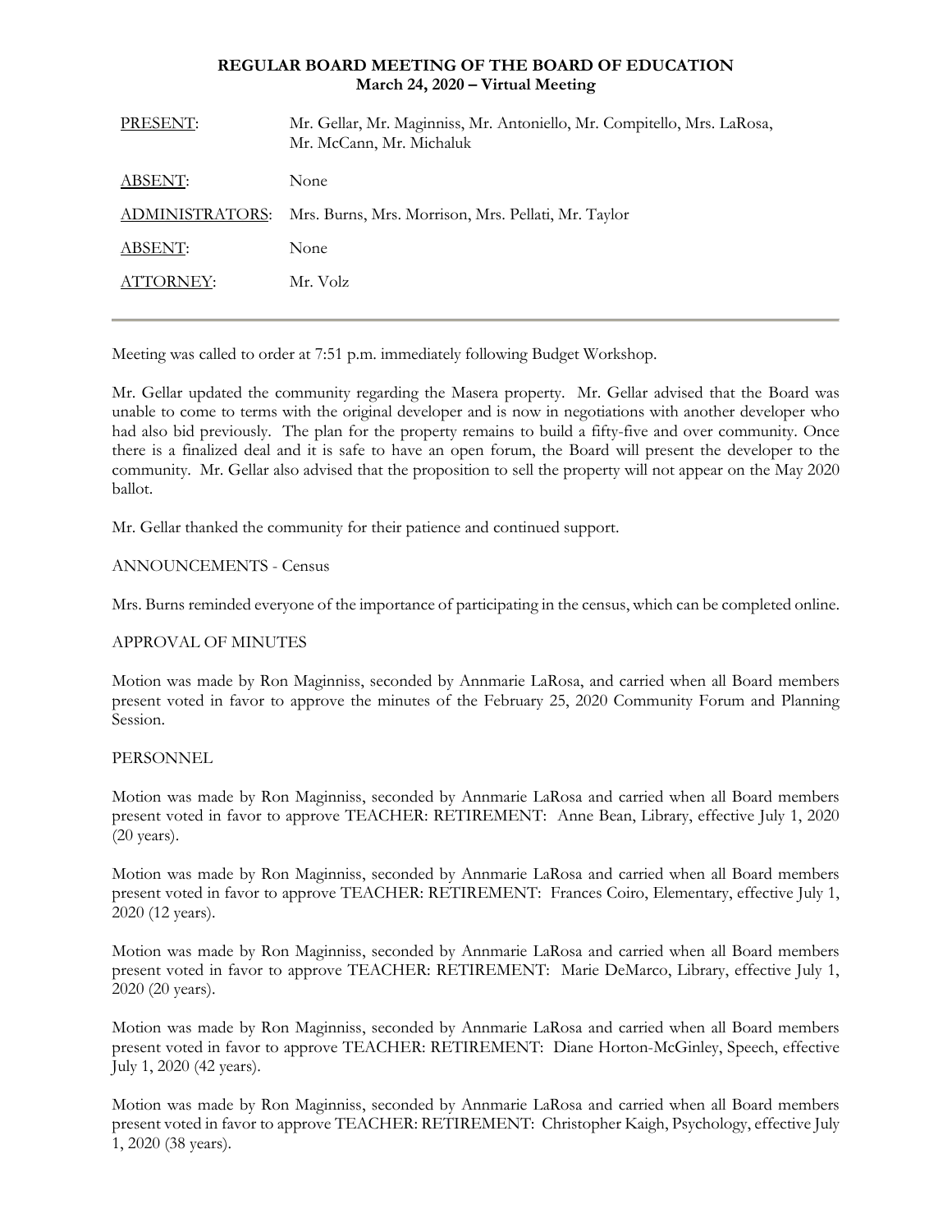**REGULAR BOARD MEETING OF THE BOARD OF EDUCATION**
**March 24, 2020 – Virtual Meeting**

| | |
|---|---|
| PRESENT: | Mr. Gellar, Mr. Maginniss, Mr. Antoniello, Mr. Compitello, Mrs. LaRosa, Mr. McCann, Mr. Michaluk |
| ABSENT: | None |
| ADMINISTRATORS: | Mrs. Burns, Mrs. Morrison, Mrs. Pellati, Mr. Taylor |
| ABSENT: | None |
| ATTORNEY: | Mr. Volz |

---

Meeting was called to order at 7:51 p.m. immediately following Budget Workshop.

Mr. Gellar updated the community regarding the Masera property. Mr. Gellar advised that the Board was unable to come to terms with the original developer and is now in negotiations with another developer who had also bid previously. The plan for the property remains to build a fifty-five and over community. Once there is a finalized deal and it is safe to have an open forum, the Board will present the developer to the community. Mr. Gellar also advised that the proposition to sell the property will not appear on the May 2020 ballot.

Mr. Gellar thanked the community for their patience and continued support.

ANNOUNCEMENTS - Census

Mrs. Burns reminded everyone of the importance of participating in the census, which can be completed online.

APPROVAL OF MINUTES

Motion was made by Ron Maginniss, seconded by Annmarie LaRosa, and carried when all Board members present voted in favor to approve the minutes of the February 25, 2020 Community Forum and Planning Session.

PERSONNEL

Motion was made by Ron Maginniss, seconded by Annmarie LaRosa and carried when all Board members present voted in favor to approve TEACHER: RETIREMENT: Anne Bean, Library, effective July 1, 2020 (20 years).

Motion was made by Ron Maginniss, seconded by Annmarie LaRosa and carried when all Board members present voted in favor to approve TEACHER: RETIREMENT: Frances Coiro, Elementary, effective July 1, 2020 (12 years).

Motion was made by Ron Maginniss, seconded by Annmarie LaRosa and carried when all Board members present voted in favor to approve TEACHER: RETIREMENT: Marie DeMarco, Library, effective July 1, 2020 (20 years).

Motion was made by Ron Maginniss, seconded by Annmarie LaRosa and carried when all Board members present voted in favor to approve TEACHER: RETIREMENT: Diane Horton-McGinley, Speech, effective July 1, 2020 (42 years).

Motion was made by Ron Maginniss, seconded by Annmarie LaRosa and carried when all Board members present voted in favor to approve TEACHER: RETIREMENT: Christopher Kaigh, Psychology, effective July 1, 2020 (38 years).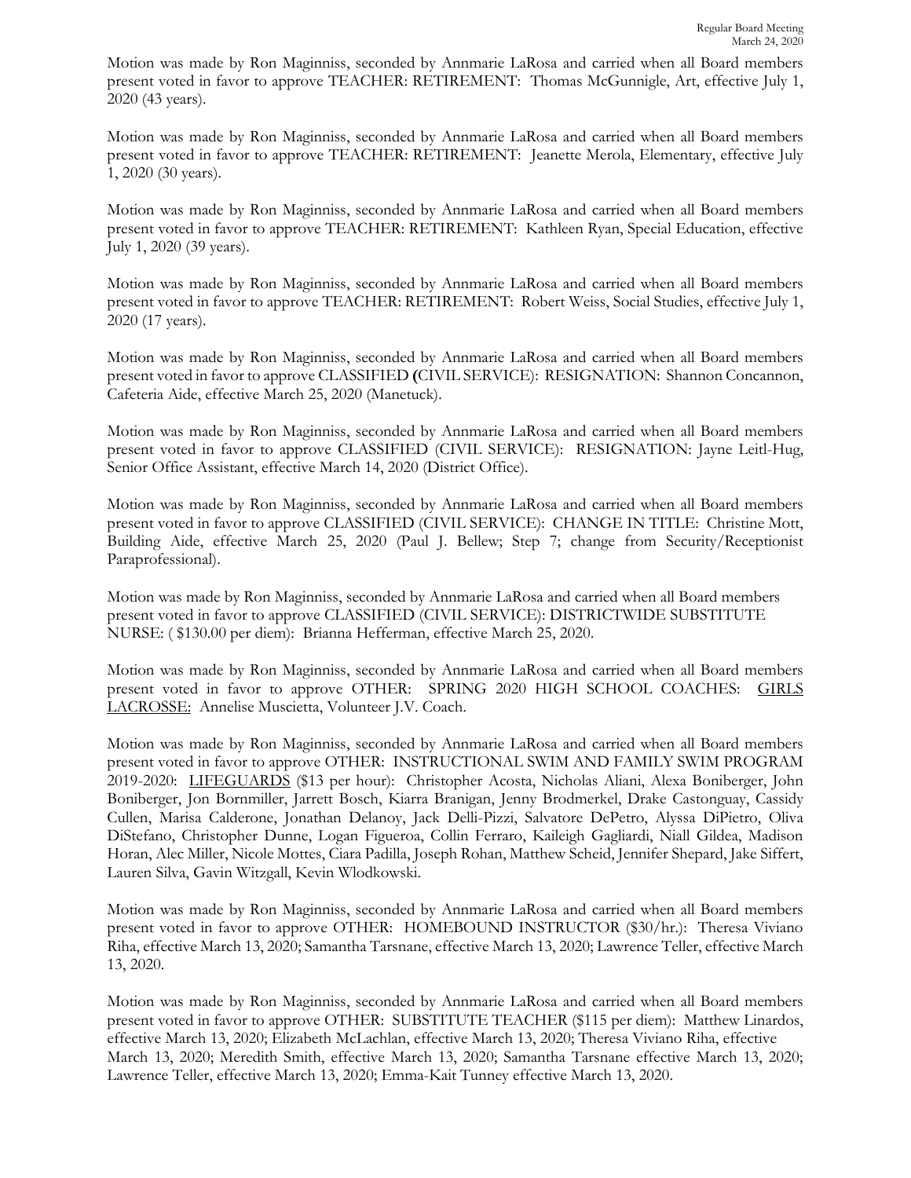Motion was made by Ron Maginniss, seconded by Annmarie LaRosa and carried when all Board members present voted in favor to approve TEACHER: RETIREMENT: Thomas McGunnigle, Art, effective July 1, 2020 (43 years).

Motion was made by Ron Maginniss, seconded by Annmarie LaRosa and carried when all Board members present voted in favor to approve TEACHER: RETIREMENT: Jeanette Merola, Elementary, effective July 1, 2020 (30 years).

Motion was made by Ron Maginniss, seconded by Annmarie LaRosa and carried when all Board members present voted in favor to approve TEACHER: RETIREMENT: Kathleen Ryan, Special Education, effective July 1, 2020 (39 years).

Motion was made by Ron Maginniss, seconded by Annmarie LaRosa and carried when all Board members present voted in favor to approve TEACHER: RETIREMENT: Robert Weiss, Social Studies, effective July 1, 2020 (17 years).

Motion was made by Ron Maginniss, seconded by Annmarie LaRosa and carried when all Board members present voted in favor to approve CLASSIFIED **(**CIVIL SERVICE): RESIGNATION: Shannon Concannon, Cafeteria Aide, effective March 25, 2020 (Manetuck).

Motion was made by Ron Maginniss, seconded by Annmarie LaRosa and carried when all Board members present voted in favor to approve CLASSIFIED (CIVIL SERVICE): RESIGNATION: Jayne Leitl-Hug, Senior Office Assistant, effective March 14, 2020 (District Office).

Motion was made by Ron Maginniss, seconded by Annmarie LaRosa and carried when all Board members present voted in favor to approve CLASSIFIED (CIVIL SERVICE): CHANGE IN TITLE: Christine Mott, Building Aide, effective March 25, 2020 (Paul J. Bellew; Step 7; change from Security/Receptionist Paraprofessional).

Motion was made by Ron Maginniss, seconded by Annmarie LaRosa and carried when all Board members present voted in favor to approve CLASSIFIED (CIVIL SERVICE): DISTRICTWIDE SUBSTITUTE NURSE: ( $130.00 per diem): Brianna Hefferman, effective March 25, 2020.

Motion was made by Ron Maginniss, seconded by Annmarie LaRosa and carried when all Board members present voted in favor to approve OTHER: SPRING 2020 HIGH SCHOOL COACHES: GIRLS LACROSSE: Annelise Muscietta, Volunteer J.V. Coach.

Motion was made by Ron Maginniss, seconded by Annmarie LaRosa and carried when all Board members present voted in favor to approve OTHER: INSTRUCTIONAL SWIM AND FAMILY SWIM PROGRAM 2019-2020: LIFEGUARDS ($13 per hour): Christopher Acosta, Nicholas Aliani, Alexa Boniberger, John Boniberger, Jon Bornmiller, Jarrett Bosch, Kiarra Branigan, Jenny Brodmerkel, Drake Castonguay, Cassidy Cullen, Marisa Calderone, Jonathan Delanoy, Jack Delli-Pizzi, Salvatore DePetro, Alyssa DiPietro, Oliva DiStefano, Christopher Dunne, Logan Figueroa, Collin Ferraro, Kaileigh Gagliardi, Niall Gildea, Madison Horan, Alec Miller, Nicole Mottes, Ciara Padilla, Joseph Rohan, Matthew Scheid, Jennifer Shepard, Jake Siffert, Lauren Silva, Gavin Witzgall, Kevin Wlodkowski.

Motion was made by Ron Maginniss, seconded by Annmarie LaRosa and carried when all Board members present voted in favor to approve OTHER: HOMEBOUND INSTRUCTOR ($30/hr.): Theresa Viviano Riha, effective March 13, 2020; Samantha Tarsnane, effective March 13, 2020; Lawrence Teller, effective March 13, 2020.

Motion was made by Ron Maginniss, seconded by Annmarie LaRosa and carried when all Board members present voted in favor to approve OTHER: SUBSTITUTE TEACHER ($115 per diem): Matthew Linardos, effective March 13, 2020; Elizabeth McLachlan, effective March 13, 2020; Theresa Viviano Riha, effective March 13, 2020; Meredith Smith, effective March 13, 2020; Samantha Tarsnane effective March 13, 2020; Lawrence Teller, effective March 13, 2020; Emma-Kait Tunney effective March 13, 2020.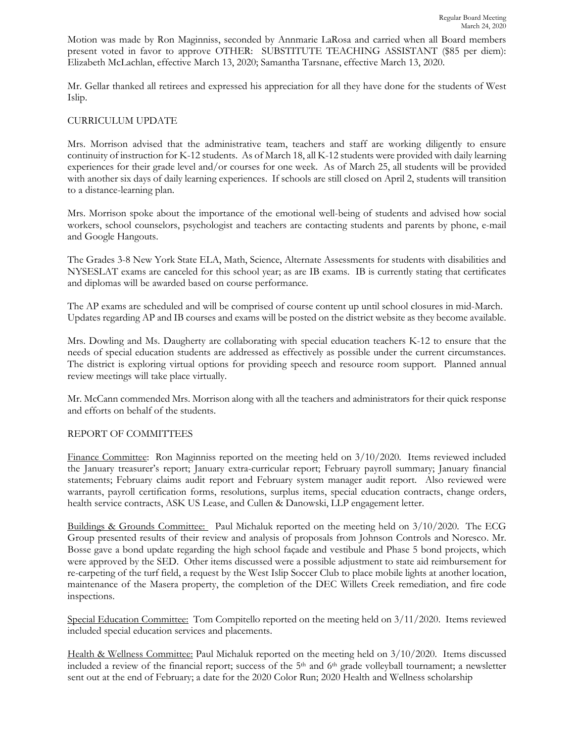Motion was made by Ron Maginniss, seconded by Annmarie LaRosa and carried when all Board members present voted in favor to approve OTHER: SUBSTITUTE TEACHING ASSISTANT ($85 per diem): Elizabeth McLachlan, effective March 13, 2020; Samantha Tarsnane, effective March 13, 2020.

Mr. Gellar thanked all retirees and expressed his appreciation for all they have done for the students of West Islip.

## CURRICULUM UPDATE

Mrs. Morrison advised that the administrative team, teachers and staff are working diligently to ensure continuity of instruction for K-12 students. As of March 18, all K-12 students were provided with daily learning experiences for their grade level and/or courses for one week. As of March 25, all students will be provided with another six days of daily learning experiences. If schools are still closed on April 2, students will transition to a distance-learning plan.

Mrs. Morrison spoke about the importance of the emotional well-being of students and advised how social workers, school counselors, psychologist and teachers are contacting students and parents by phone, e-mail and Google Hangouts.

The Grades 3-8 New York State ELA, Math, Science, Alternate Assessments for students with disabilities and NYSESLAT exams are canceled for this school year; as are IB exams. IB is currently stating that certificates and diplomas will be awarded based on course performance.

The AP exams are scheduled and will be comprised of course content up until school closures in mid-March. Updates regarding AP and IB courses and exams will be posted on the district website as they become available.

Mrs. Dowling and Ms. Daugherty are collaborating with special education teachers K-12 to ensure that the needs of special education students are addressed as effectively as possible under the current circumstances. The district is exploring virtual options for providing speech and resource room support. Planned annual review meetings will take place virtually.

Mr. McCann commended Mrs. Morrison along with all the teachers and administrators for their quick response and efforts on behalf of the students.

## REPORT OF COMMITTEES

Finance Committee: Ron Maginniss reported on the meeting held on 3/10/2020. Items reviewed included the January treasurer's report; January extra-curricular report; February payroll summary; January financial statements; February claims audit report and February system manager audit report. Also reviewed were warrants, payroll certification forms, resolutions, surplus items, special education contracts, change orders, health service contracts, ASK US Lease, and Cullen & Danowski, LLP engagement letter.

Buildings & Grounds Committee: Paul Michaluk reported on the meeting held on 3/10/2020. The ECG Group presented results of their review and analysis of proposals from Johnson Controls and Noresco. Mr. Bosse gave a bond update regarding the high school façade and vestibule and Phase 5 bond projects, which were approved by the SED. Other items discussed were a possible adjustment to state aid reimbursement for re-carpeting of the turf field, a request by the West Islip Soccer Club to place mobile lights at another location, maintenance of the Masera property, the completion of the DEC Willets Creek remediation, and fire code inspections.

Special Education Committee: Tom Compitello reported on the meeting held on 3/11/2020. Items reviewed included special education services and placements.

Health & Wellness Committee: Paul Michaluk reported on the meeting held on 3/10/2020. Items discussed included a review of the financial report; success of the 5th and 6th grade volleyball tournament; a newsletter sent out at the end of February; a date for the 2020 Color Run; 2020 Health and Wellness scholarship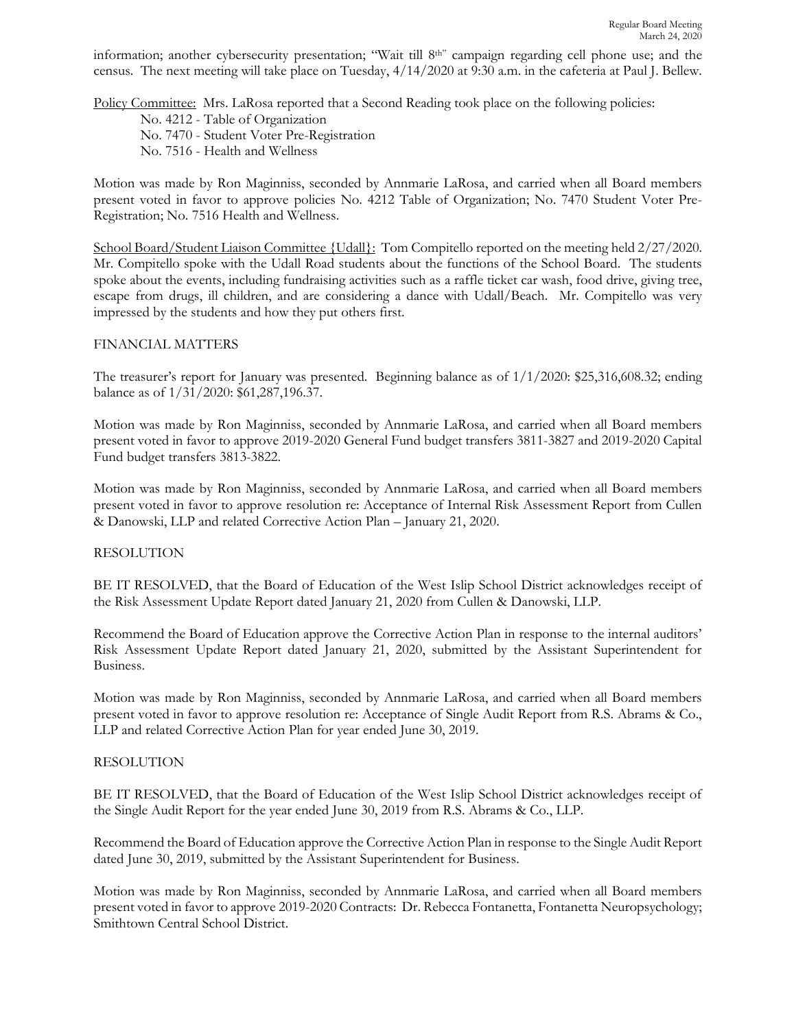information; another cybersecurity presentation; "Wait till 8th" campaign regarding cell phone use; and the census. The next meeting will take place on Tuesday, 4/14/2020 at 9:30 a.m. in the cafeteria at Paul J. Bellew.

Policy Committee: Mrs. LaRosa reported that a Second Reading took place on the following policies:

No. 4212 - Table of Organization
No. 7470 - Student Voter Pre-Registration
No. 7516 - Health and Wellness

Motion was made by Ron Maginniss, seconded by Annmarie LaRosa, and carried when all Board members present voted in favor to approve policies No. 4212 Table of Organization; No. 7470 Student Voter Pre-Registration; No. 7516 Health and Wellness.

School Board/Student Liaison Committee {Udall}: Tom Compitello reported on the meeting held 2/27/2020. Mr. Compitello spoke with the Udall Road students about the functions of the School Board. The students spoke about the events, including fundraising activities such as a raffle ticket car wash, food drive, giving tree, escape from drugs, ill children, and are considering a dance with Udall/Beach. Mr. Compitello was very impressed by the students and how they put others first.

## FINANCIAL MATTERS

The treasurer's report for January was presented. Beginning balance as of 1/1/2020: $25,316,608.32; ending balance as of 1/31/2020: $61,287,196.37.

Motion was made by Ron Maginniss, seconded by Annmarie LaRosa, and carried when all Board members present voted in favor to approve 2019-2020 General Fund budget transfers 3811-3827 and 2019-2020 Capital Fund budget transfers 3813-3822.

Motion was made by Ron Maginniss, seconded by Annmarie LaRosa, and carried when all Board members present voted in favor to approve resolution re: Acceptance of Internal Risk Assessment Report from Cullen & Danowski, LLP and related Corrective Action Plan – January 21, 2020.

## RESOLUTION

BE IT RESOLVED, that the Board of Education of the West Islip School District acknowledges receipt of the Risk Assessment Update Report dated January 21, 2020 from Cullen & Danowski, LLP.

Recommend the Board of Education approve the Corrective Action Plan in response to the internal auditors' Risk Assessment Update Report dated January 21, 2020, submitted by the Assistant Superintendent for Business.

Motion was made by Ron Maginniss, seconded by Annmarie LaRosa, and carried when all Board members present voted in favor to approve resolution re: Acceptance of Single Audit Report from R.S. Abrams & Co., LLP and related Corrective Action Plan for year ended June 30, 2019.

## RESOLUTION

BE IT RESOLVED, that the Board of Education of the West Islip School District acknowledges receipt of the Single Audit Report for the year ended June 30, 2019 from R.S. Abrams & Co., LLP.

Recommend the Board of Education approve the Corrective Action Plan in response to the Single Audit Report dated June 30, 2019, submitted by the Assistant Superintendent for Business.

Motion was made by Ron Maginniss, seconded by Annmarie LaRosa, and carried when all Board members present voted in favor to approve 2019-2020 Contracts: Dr. Rebecca Fontanetta, Fontanetta Neuropsychology; Smithtown Central School District.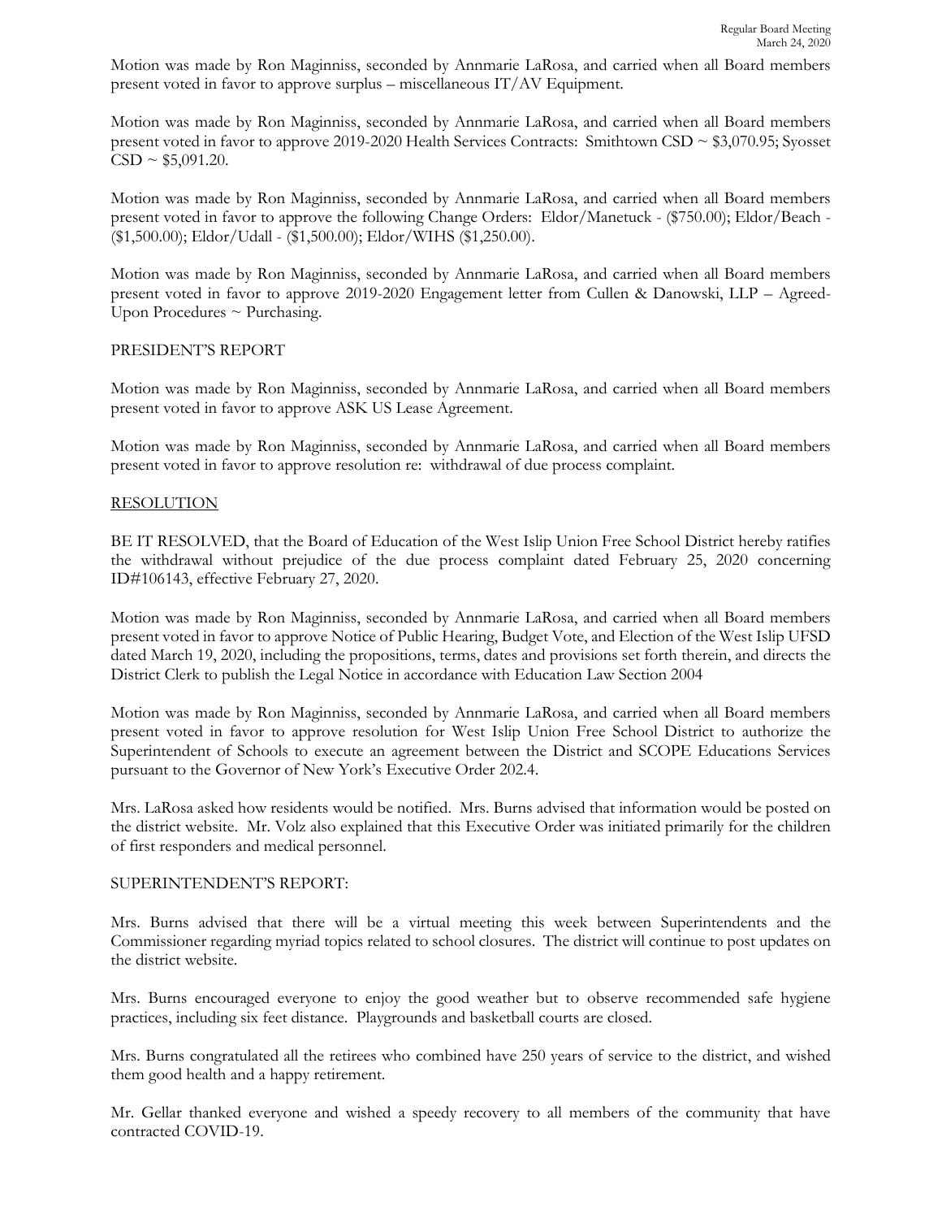Motion was made by Ron Maginniss, seconded by Annmarie LaRosa, and carried when all Board members present voted in favor to approve surplus – miscellaneous IT/AV Equipment.

Motion was made by Ron Maginniss, seconded by Annmarie LaRosa, and carried when all Board members present voted in favor to approve 2019-2020 Health Services Contracts: Smithtown CSD ~ $3,070.95; Syosset CSD ~ $5,091.20.

Motion was made by Ron Maginniss, seconded by Annmarie LaRosa, and carried when all Board members present voted in favor to approve the following Change Orders: Eldor/Manetuck - ($750.00); Eldor/Beach - ($1,500.00); Eldor/Udall - ($1,500.00); Eldor/WIHS ($1,250.00).

Motion was made by Ron Maginniss, seconded by Annmarie LaRosa, and carried when all Board members present voted in favor to approve 2019-2020 Engagement letter from Cullen & Danowski, LLP – Agreed-Upon Procedures ~ Purchasing.

PRESIDENT'S REPORT

Motion was made by Ron Maginniss, seconded by Annmarie LaRosa, and carried when all Board members present voted in favor to approve ASK US Lease Agreement.

Motion was made by Ron Maginniss, seconded by Annmarie LaRosa, and carried when all Board members present voted in favor to approve resolution re: withdrawal of due process complaint.

RESOLUTION

BE IT RESOLVED, that the Board of Education of the West Islip Union Free School District hereby ratifies the withdrawal without prejudice of the due process complaint dated February 25, 2020 concerning ID#106143, effective February 27, 2020.

Motion was made by Ron Maginniss, seconded by Annmarie LaRosa, and carried when all Board members present voted in favor to approve Notice of Public Hearing, Budget Vote, and Election of the West Islip UFSD dated March 19, 2020, including the propositions, terms, dates and provisions set forth therein, and directs the District Clerk to publish the Legal Notice in accordance with Education Law Section 2004

Motion was made by Ron Maginniss, seconded by Annmarie LaRosa, and carried when all Board members present voted in favor to approve resolution for West Islip Union Free School District to authorize the Superintendent of Schools to execute an agreement between the District and SCOPE Educations Services pursuant to the Governor of New York's Executive Order 202.4.

Mrs. LaRosa asked how residents would be notified. Mrs. Burns advised that information would be posted on the district website. Mr. Volz also explained that this Executive Order was initiated primarily for the children of first responders and medical personnel.

SUPERINTENDENT'S REPORT:

Mrs. Burns advised that there will be a virtual meeting this week between Superintendents and the Commissioner regarding myriad topics related to school closures. The district will continue to post updates on the district website.

Mrs. Burns encouraged everyone to enjoy the good weather but to observe recommended safe hygiene practices, including six feet distance. Playgrounds and basketball courts are closed.

Mrs. Burns congratulated all the retirees who combined have 250 years of service to the district, and wished them good health and a happy retirement.

Mr. Gellar thanked everyone and wished a speedy recovery to all members of the community that have contracted COVID-19.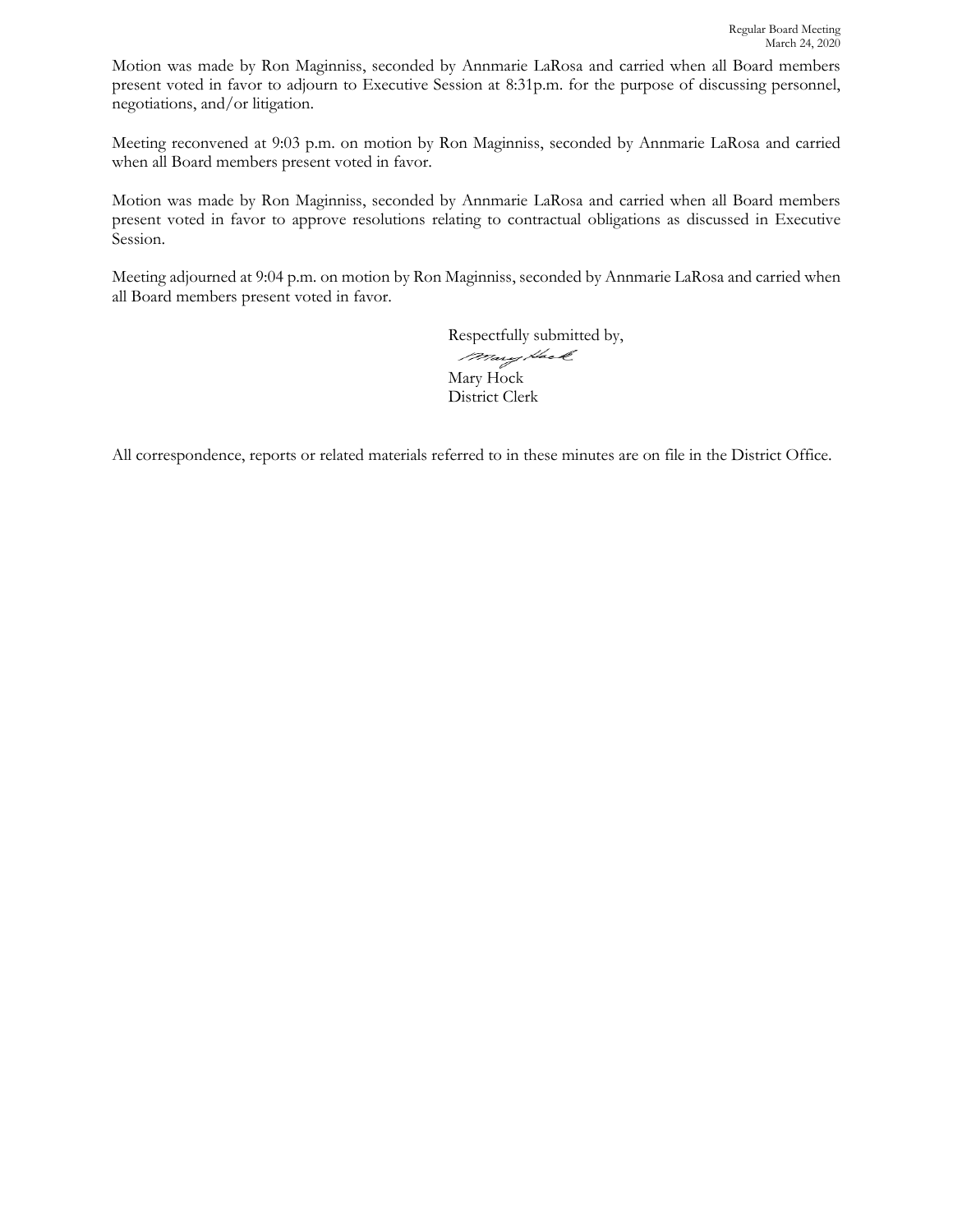Motion was made by Ron Maginniss, seconded by Annmarie LaRosa and carried when all Board members present voted in favor to adjourn to Executive Session at 8:31p.m. for the purpose of discussing personnel, negotiations, and/or litigation.

Meeting reconvened at 9:03 p.m. on motion by Ron Maginniss, seconded by Annmarie LaRosa and carried when all Board members present voted in favor.

Motion was made by Ron Maginniss, seconded by Annmarie LaRosa and carried when all Board members present voted in favor to approve resolutions relating to contractual obligations as discussed in Executive Session.

Meeting adjourned at 9:04 p.m. on motion by Ron Maginniss, seconded by Annmarie LaRosa and carried when all Board members present voted in favor.

Respectfully submitted by,

Mary Hock
District Clerk

All correspondence, reports or related materials referred to in these minutes are on file in the District Office.